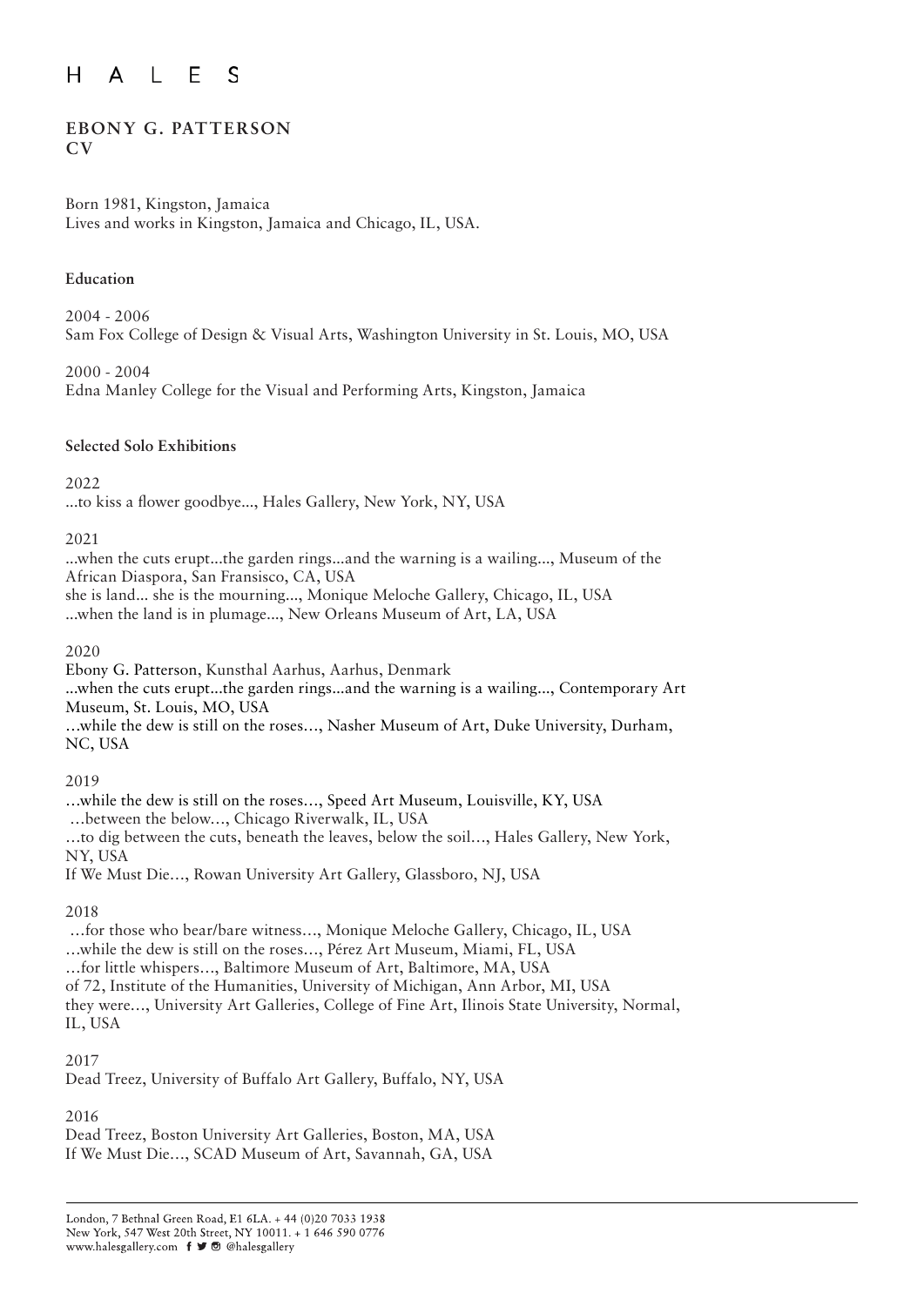# H A L E S

## EBONY G. PATTERSON
## CV

Born 1981, Kingston, Jamaica
Lives and works in Kingston, Jamaica and Chicago, IL, USA.

### Education

2004 - 2006
Sam Fox College of Design & Visual Arts, Washington University in St. Louis, MO, USA

2000 - 2004
Edna Manley College for the Visual and Performing Arts, Kingston, Jamaica

### Selected Solo Exhibitions

2022
...to kiss a flower goodbye..., Hales Gallery, New York, NY, USA

2021
...when the cuts erupt...the garden rings...and the warning is a wailing..., Museum of the African Diaspora, San Fransisco, CA, USA
she is land... she is the mourning..., Monique Meloche Gallery, Chicago, IL, USA
...when the land is in plumage..., New Orleans Museum of Art, LA, USA

2020
Ebony G. Patterson, Kunsthal Aarhus, Aarhus, Denmark
...when the cuts erupt...the garden rings...and the warning is a wailing..., Contemporary Art Museum, St. Louis, MO, USA
…while the dew is still on the roses…, Nasher Museum of Art, Duke University, Durham, NC, USA

2019
…while the dew is still on the roses…, Speed Art Museum, Louisville, KY, USA
…between the below…, Chicago Riverwalk, IL, USA
…to dig between the cuts, beneath the leaves, below the soil…, Hales Gallery, New York, NY, USA
If We Must Die…, Rowan University Art Gallery, Glassboro, NJ, USA

2018
…for those who bear/bare witness…, Monique Meloche Gallery, Chicago, IL, USA
…while the dew is still on the roses…, Pérez Art Museum, Miami, FL, USA
…for little whispers…, Baltimore Museum of Art, Baltimore, MA, USA
of 72, Institute of the Humanities, University of Michigan, Ann Arbor, MI, USA
they were…, University Art Galleries, College of Fine Art, Ilinois State University, Normal, IL, USA

2017
Dead Treez, University of Buffalo Art Gallery, Buffalo, NY, USA

2016
Dead Treez, Boston University Art Galleries, Boston, MA, USA
If We Must Die…, SCAD Museum of Art, Savannah, GA, USA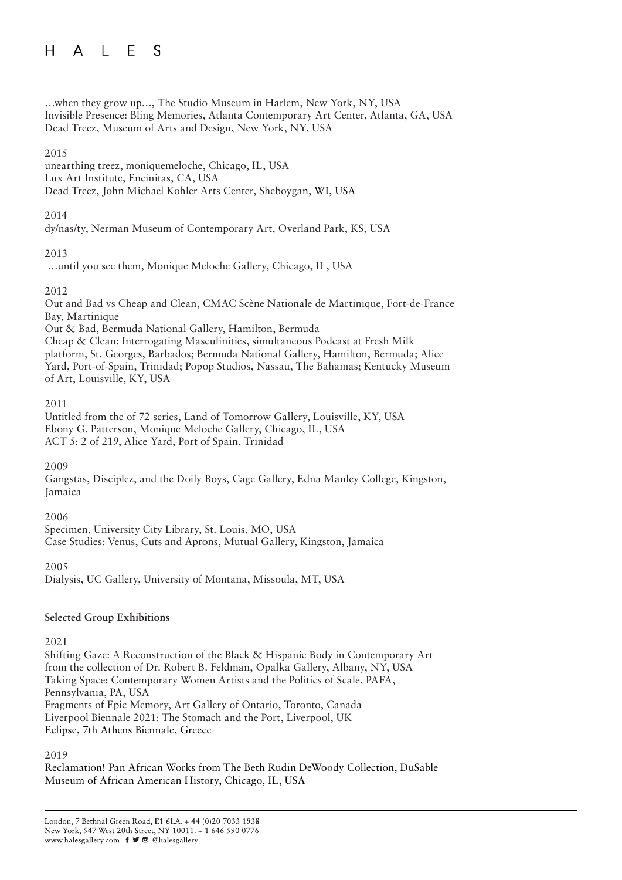…when they grow up…, The Studio Museum in Harlem, New York, NY, USA
Invisible Presence: Bling Memories, Atlanta Contemporary Art Center, Atlanta, GA, USA
Dead Treez, Museum of Arts and Design, New York, NY, USA

2015
unearthing treez, moniquemeloche, Chicago, IL, USA
Lux Art Institute, Encinitas, CA, USA
Dead Treez, John Michael Kohler Arts Center, Sheboygan, WI, USA

2014
dy/nas/ty, Nerman Museum of Contemporary Art, Overland Park, KS, USA

2013
…until you see them, Monique Meloche Gallery, Chicago, IL, USA

2012
Out and Bad vs Cheap and Clean, CMAC Scène Nationale de Martinique, Fort-de-France Bay, Martinique
Out & Bad, Bermuda National Gallery, Hamilton, Bermuda
Cheap & Clean: Interrogating Masculinities, simultaneous Podcast at Fresh Milk platform, St. Georges, Barbados; Bermuda National Gallery, Hamilton, Bermuda; Alice Yard, Port-of-Spain, Trinidad; Popop Studios, Nassau, The Bahamas; Kentucky Museum of Art, Louisville, KY, USA

2011
Untitled from the of 72 series, Land of Tomorrow Gallery, Louisville, KY, USA
Ebony G. Patterson, Monique Meloche Gallery, Chicago, IL, USA
ACT 5: 2 of 219, Alice Yard, Port of Spain, Trinidad

2009
Gangstas, Disciplez, and the Doily Boys, Cage Gallery, Edna Manley College, Kingston, Jamaica

2006
Specimen, University City Library, St. Louis, MO, USA
Case Studies: Venus, Cuts and Aprons, Mutual Gallery, Kingston, Jamaica

2005
Dialysis, UC Gallery, University of Montana, Missoula, MT, USA

**Selected Group Exhibitions**

2021
Shifting Gaze: A Reconstruction of the Black & Hispanic Body in Contemporary Art from the collection of Dr. Robert B. Feldman, Opalka Gallery, Albany, NY, USA
Taking Space: Contemporary Women Artists and the Politics of Scale, PAFA, Pennsylvania, PA, USA
Fragments of Epic Memory, Art Gallery of Ontario, Toronto, Canada
Liverpool Biennale 2021: The Stomach and the Port, Liverpool, UK
Eclipse, 7th Athens Biennale, Greece

2019
Reclamation! Pan African Works from The Beth Rudin DeWoody Collection, DuSable Museum of African American History, Chicago, IL, USA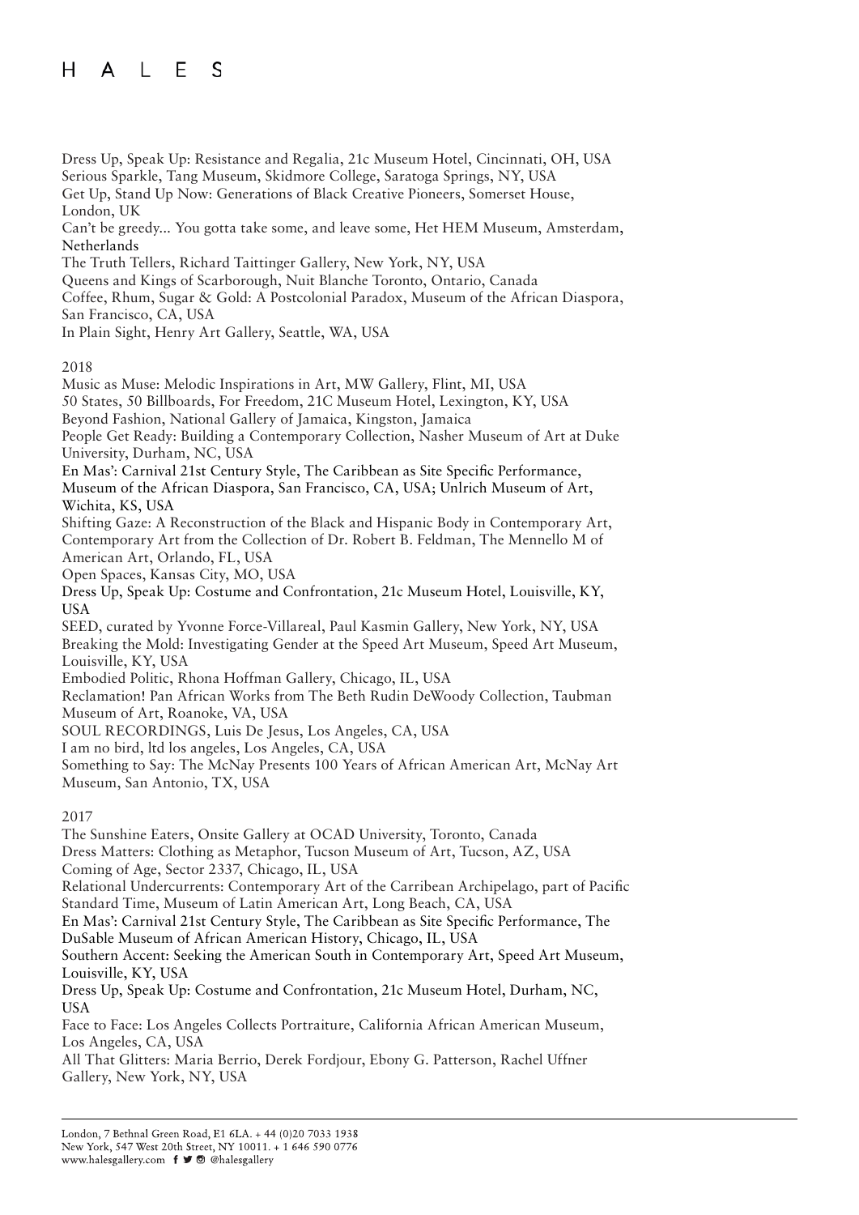Dress Up, Speak Up: Resistance and Regalia, 21c Museum Hotel, Cincinnati, OH, USA
Serious Sparkle, Tang Museum, Skidmore College, Saratoga Springs, NY, USA
Get Up, Stand Up Now: Generations of Black Creative Pioneers, Somerset House, London, UK
Can't be greedy... You gotta take some, and leave some, Het HEM Museum, Amsterdam, Netherlands
The Truth Tellers, Richard Taittinger Gallery, New York, NY, USA
Queens and Kings of Scarborough, Nuit Blanche Toronto, Ontario, Canada
Coffee, Rhum, Sugar & Gold: A Postcolonial Paradox, Museum of the African Diaspora, San Francisco, CA, USA
In Plain Sight, Henry Art Gallery, Seattle, WA, USA

2018
Music as Muse: Melodic Inspirations in Art, MW Gallery, Flint, MI, USA
50 States, 50 Billboards, For Freedom, 21C Museum Hotel, Lexington, KY, USA
Beyond Fashion, National Gallery of Jamaica, Kingston, Jamaica
People Get Ready: Building a Contemporary Collection, Nasher Museum of Art at Duke University, Durham, NC, USA
En Mas': Carnival 21st Century Style, The Caribbean as Site Specific Performance, Museum of the African Diaspora, San Francisco, CA, USA; Unlrich Museum of Art, Wichita, KS, USA
Shifting Gaze: A Reconstruction of the Black and Hispanic Body in Contemporary Art, Contemporary Art from the Collection of Dr. Robert B. Feldman, The Mennello M of American Art, Orlando, FL, USA
Open Spaces, Kansas City, MO, USA
Dress Up, Speak Up: Costume and Confrontation, 21c Museum Hotel, Louisville, KY, USA
SEED, curated by Yvonne Force-Villareal, Paul Kasmin Gallery, New York, NY, USA
Breaking the Mold: Investigating Gender at the Speed Art Museum, Speed Art Museum, Louisville, KY, USA
Embodied Politic, Rhona Hoffman Gallery, Chicago, IL, USA
Reclamation! Pan African Works from The Beth Rudin DeWoody Collection, Taubman Museum of Art, Roanoke, VA, USA
SOUL RECORDINGS, Luis De Jesus, Los Angeles, CA, USA
I am no bird, ltd los angeles, Los Angeles, CA, USA
Something to Say: The McNay Presents 100 Years of African American Art, McNay Art Museum, San Antonio, TX, USA

2017
The Sunshine Eaters, Onsite Gallery at OCAD University, Toronto, Canada
Dress Matters: Clothing as Metaphor, Tucson Museum of Art, Tucson, AZ, USA
Coming of Age, Sector 2337, Chicago, IL, USA
Relational Undercurrents: Contemporary Art of the Carribean Archipelago, part of Pacific Standard Time, Museum of Latin American Art, Long Beach, CA, USA
En Mas': Carnival 21st Century Style, The Caribbean as Site Specific Performance, The DuSable Museum of African American History, Chicago, IL, USA
Southern Accent: Seeking the American South in Contemporary Art, Speed Art Museum, Louisville, KY, USA
Dress Up, Speak Up: Costume and Confrontation, 21c Museum Hotel, Durham, NC, USA
Face to Face: Los Angeles Collects Portraiture, California African American Museum, Los Angeles, CA, USA
All That Glitters: Maria Berrio, Derek Fordjour, Ebony G. Patterson, Rachel Uffner Gallery, New York, NY, USA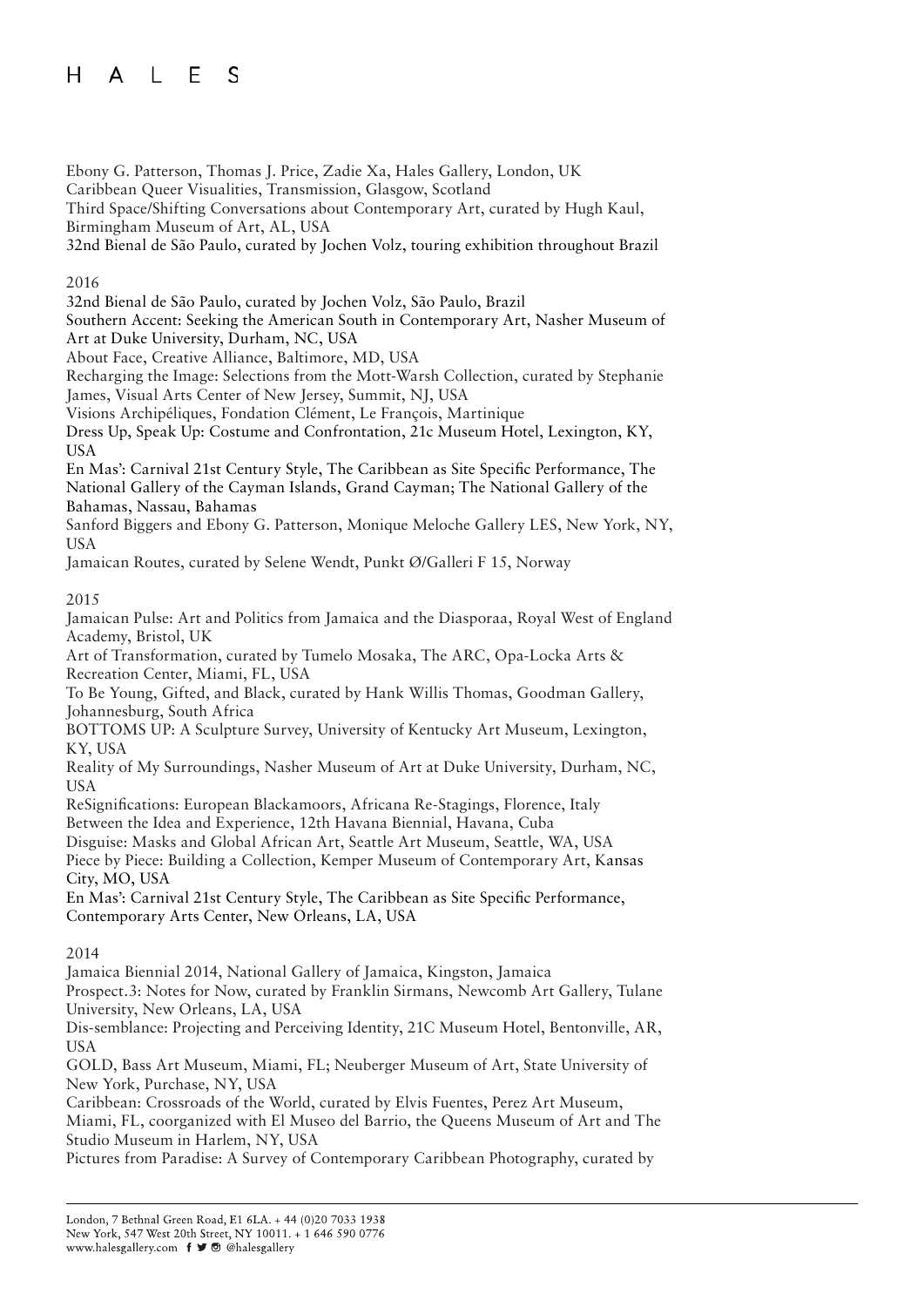Ebony G. Patterson, Thomas J. Price, Zadie Xa, Hales Gallery, London, UK
Caribbean Queer Visualities, Transmission, Glasgow, Scotland
Third Space/Shifting Conversations about Contemporary Art, curated by Hugh Kaul, Birmingham Museum of Art, AL, USA
32nd Bienal de São Paulo, curated by Jochen Volz, touring exhibition throughout Brazil

2016

32nd Bienal de São Paulo, curated by Jochen Volz, São Paulo, Brazil
Southern Accent: Seeking the American South in Contemporary Art, Nasher Museum of Art at Duke University, Durham, NC, USA
About Face, Creative Alliance, Baltimore, MD, USA
Recharging the Image: Selections from the Mott-Warsh Collection, curated by Stephanie James, Visual Arts Center of New Jersey, Summit, NJ, USA
Visions Archipéliques, Fondation Clément, Le François, Martinique
Dress Up, Speak Up: Costume and Confrontation, 21c Museum Hotel, Lexington, KY, USA
En Mas': Carnival 21st Century Style, The Caribbean as Site Specific Performance, The National Gallery of the Cayman Islands, Grand Cayman; The National Gallery of the Bahamas, Nassau, Bahamas
Sanford Biggers and Ebony G. Patterson, Monique Meloche Gallery LES, New York, NY, USA
Jamaican Routes, curated by Selene Wendt, Punkt Ø/Galleri F 15, Norway

2015

Jamaican Pulse: Art and Politics from Jamaica and the Diasporaa, Royal West of England Academy, Bristol, UK
Art of Transformation, curated by Tumelo Mosaka, The ARC, Opa-Locka Arts & Recreation Center, Miami, FL, USA
To Be Young, Gifted, and Black, curated by Hank Willis Thomas, Goodman Gallery, Johannesburg, South Africa
BOTTOMS UP: A Sculpture Survey, University of Kentucky Art Museum, Lexington, KY, USA
Reality of My Surroundings, Nasher Museum of Art at Duke University, Durham, NC, USA
ReSignifications: European Blackamoors, Africana Re-Stagings, Florence, Italy
Between the Idea and Experience, 12th Havana Biennial, Havana, Cuba
Disguise: Masks and Global African Art, Seattle Art Museum, Seattle, WA, USA
Piece by Piece: Building a Collection, Kemper Museum of Contemporary Art, Kansas City, MO, USA
En Mas': Carnival 21st Century Style, The Caribbean as Site Specific Performance, Contemporary Arts Center, New Orleans, LA, USA

2014

Jamaica Biennial 2014, National Gallery of Jamaica, Kingston, Jamaica
Prospect.3: Notes for Now, curated by Franklin Sirmans, Newcomb Art Gallery, Tulane University, New Orleans, LA, USA
Dis-semblance: Projecting and Perceiving Identity, 21C Museum Hotel, Bentonville, AR, USA
GOLD, Bass Art Museum, Miami, FL; Neuberger Museum of Art, State University of New York, Purchase, NY, USA
Caribbean: Crossroads of the World, curated by Elvis Fuentes, Perez Art Museum, Miami, FL, coorganized with El Museo del Barrio, the Queens Museum of Art and The Studio Museum in Harlem, NY, USA
Pictures from Paradise: A Survey of Contemporary Caribbean Photography, curated by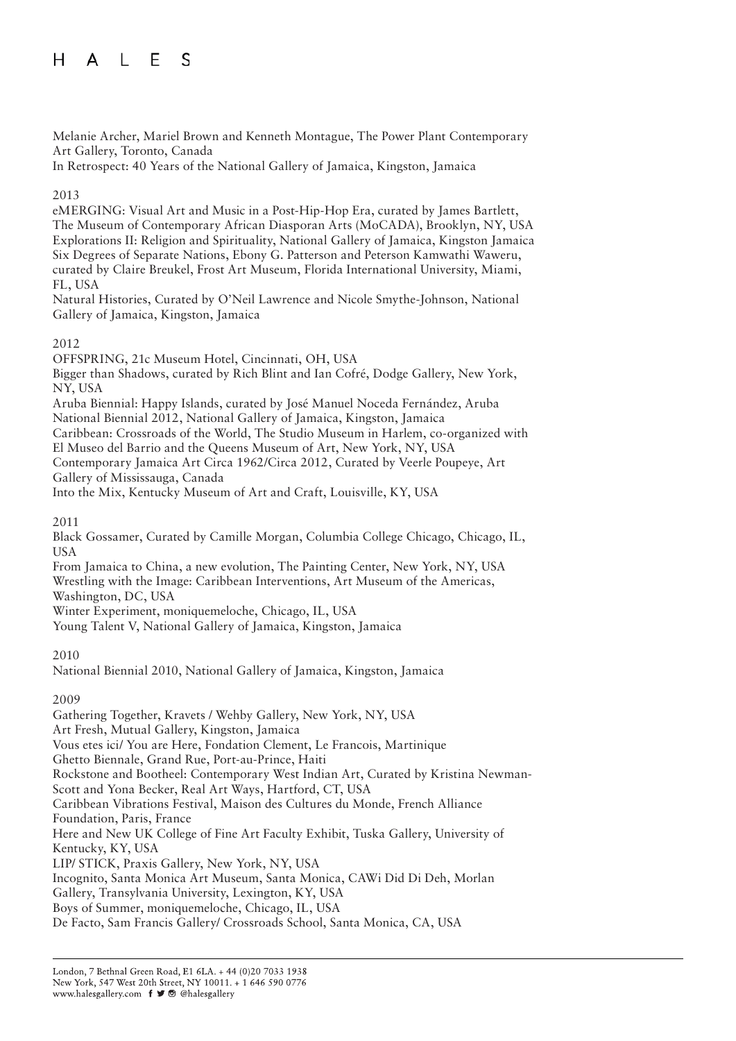Melanie Archer, Mariel Brown and Kenneth Montague, The Power Plant Contemporary Art Gallery, Toronto, Canada
In Retrospect: 40 Years of the National Gallery of Jamaica, Kingston, Jamaica

2013

eMERGING: Visual Art and Music in a Post-Hip-Hop Era, curated by James Bartlett, The Museum of Contemporary African Diasporan Arts (MoCADA), Brooklyn, NY, USA
Explorations II: Religion and Spirituality, National Gallery of Jamaica, Kingston Jamaica
Six Degrees of Separate Nations, Ebony G. Patterson and Peterson Kamwathi Waweru, curated by Claire Breukel, Frost Art Museum, Florida International University, Miami, FL, USA
Natural Histories, Curated by O'Neil Lawrence and Nicole Smythe-Johnson, National Gallery of Jamaica, Kingston, Jamaica

2012

OFFSPRING, 21c Museum Hotel, Cincinnati, OH, USA
Bigger than Shadows, curated by Rich Blint and Ian Cofré, Dodge Gallery, New York, NY, USA
Aruba Biennial: Happy Islands, curated by José Manuel Noceda Fernández, Aruba
National Biennial 2012, National Gallery of Jamaica, Kingston, Jamaica
Caribbean: Crossroads of the World, The Studio Museum in Harlem, co-organized with El Museo del Barrio and the Queens Museum of Art, New York, NY, USA
Contemporary Jamaica Art Circa 1962/Circa 2012, Curated by Veerle Poupeye, Art Gallery of Mississauga, Canada
Into the Mix, Kentucky Museum of Art and Craft, Louisville, KY, USA

2011

Black Gossamer, Curated by Camille Morgan, Columbia College Chicago, Chicago, IL, USA
From Jamaica to China, a new evolution, The Painting Center, New York, NY, USA
Wrestling with the Image: Caribbean Interventions, Art Museum of the Americas, Washington, DC, USA
Winter Experiment, moniquemeloche, Chicago, IL, USA
Young Talent V, National Gallery of Jamaica, Kingston, Jamaica

2010

National Biennial 2010, National Gallery of Jamaica, Kingston, Jamaica

2009

Gathering Together, Kravets / Wehby Gallery, New York, NY, USA
Art Fresh, Mutual Gallery, Kingston, Jamaica
Vous etes ici/ You are Here, Fondation Clement, Le Francois, Martinique
Ghetto Biennale, Grand Rue, Port-au-Prince, Haiti
Rockstone and Bootheel: Contemporary West Indian Art, Curated by Kristina Newman-Scott and Yona Becker, Real Art Ways, Hartford, CT, USA
Caribbean Vibrations Festival, Maison des Cultures du Monde, French Alliance Foundation, Paris, France
Here and New UK College of Fine Art Faculty Exhibit, Tuska Gallery, University of Kentucky, KY, USA
LIP/ STICK, Praxis Gallery, New York, NY, USA
Incognito, Santa Monica Art Museum, Santa Monica, CAWi Did Di Deh, Morlan Gallery, Transylvania University, Lexington, KY, USA
Boys of Summer, moniquemeloche, Chicago, IL, USA
De Facto, Sam Francis Gallery/ Crossroads School, Santa Monica, CA, USA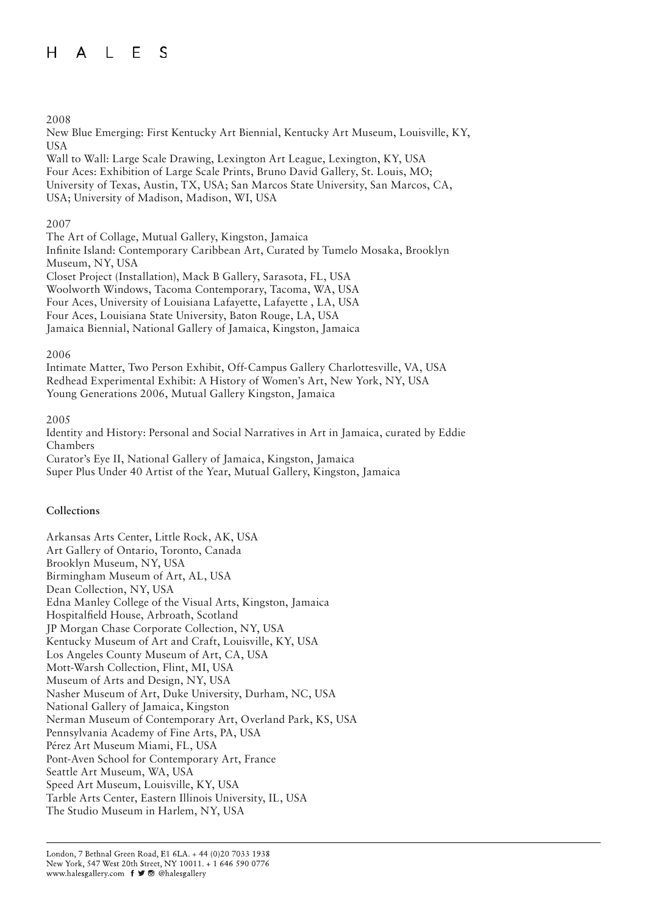2008

New Blue Emerging: First Kentucky Art Biennial, Kentucky Art Museum, Louisville, KY, USA
Wall to Wall: Large Scale Drawing, Lexington Art League, Lexington, KY, USA
Four Aces: Exhibition of Large Scale Prints, Bruno David Gallery, St. Louis, MO; University of Texas, Austin, TX, USA; San Marcos State University, San Marcos, CA, USA; University of Madison, Madison, WI, USA

2007

The Art of Collage, Mutual Gallery, Kingston, Jamaica
Infinite Island: Contemporary Caribbean Art, Curated by Tumelo Mosaka, Brooklyn Museum, NY, USA
Closet Project (Installation), Mack B Gallery, Sarasota, FL, USA
Woolworth Windows, Tacoma Contemporary, Tacoma, WA, USA
Four Aces, University of Louisiana Lafayette, Lafayette , LA, USA
Four Aces, Louisiana State University, Baton Rouge, LA, USA
Jamaica Biennial, National Gallery of Jamaica, Kingston, Jamaica

2006

Intimate Matter, Two Person Exhibit, Off-Campus Gallery Charlottesville, VA, USA
Redhead Experimental Exhibit: A History of Women's Art, New York, NY, USA
Young Generations 2006, Mutual Gallery Kingston, Jamaica

2005

Identity and History: Personal and Social Narratives in Art in Jamaica, curated by Eddie Chambers
Curator's Eye II, National Gallery of Jamaica, Kingston, Jamaica
Super Plus Under 40 Artist of the Year, Mutual Gallery, Kingston, Jamaica

**Collections**

Arkansas Arts Center, Little Rock, AK, USA
Art Gallery of Ontario, Toronto, Canada
Brooklyn Museum, NY, USA
Birmingham Museum of Art, AL, USA
Dean Collection, NY, USA
Edna Manley College of the Visual Arts, Kingston, Jamaica
Hospitalfield House, Arbroath, Scotland
JP Morgan Chase Corporate Collection, NY, USA
Kentucky Museum of Art and Craft, Louisville, KY, USA
Los Angeles County Museum of Art, CA, USA
Mott-Warsh Collection, Flint, MI, USA
Museum of Arts and Design, NY, USA
Nasher Museum of Art, Duke University, Durham, NC, USA
National Gallery of Jamaica, Kingston
Nerman Museum of Contemporary Art, Overland Park, KS, USA
Pennsylvania Academy of Fine Arts, PA, USA
Pérez Art Museum Miami, FL, USA
Pont-Aven School for Contemporary Art, France
Seattle Art Museum, WA, USA
Speed Art Museum, Louisville, KY, USA
Tarble Arts Center, Eastern Illinois University, IL, USA
The Studio Museum in Harlem, NY, USA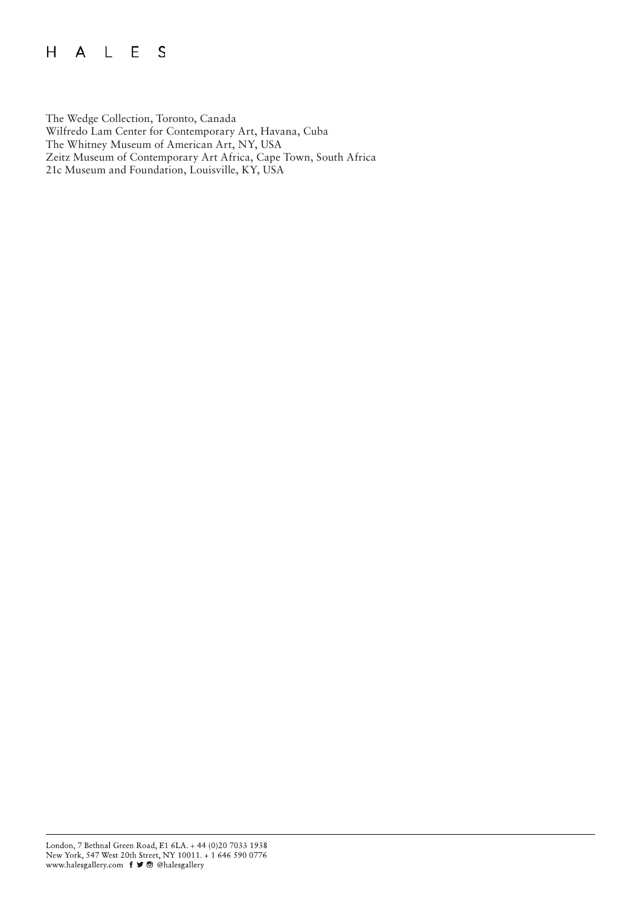The Wedge Collection, Toronto, Canada
Wilfredo Lam Center for Contemporary Art, Havana, Cuba
The Whitney Museum of American Art, NY, USA
Zeitz Museum of Contemporary Art Africa, Cape Town, South Africa
21c Museum and Foundation, Louisville, KY, USA